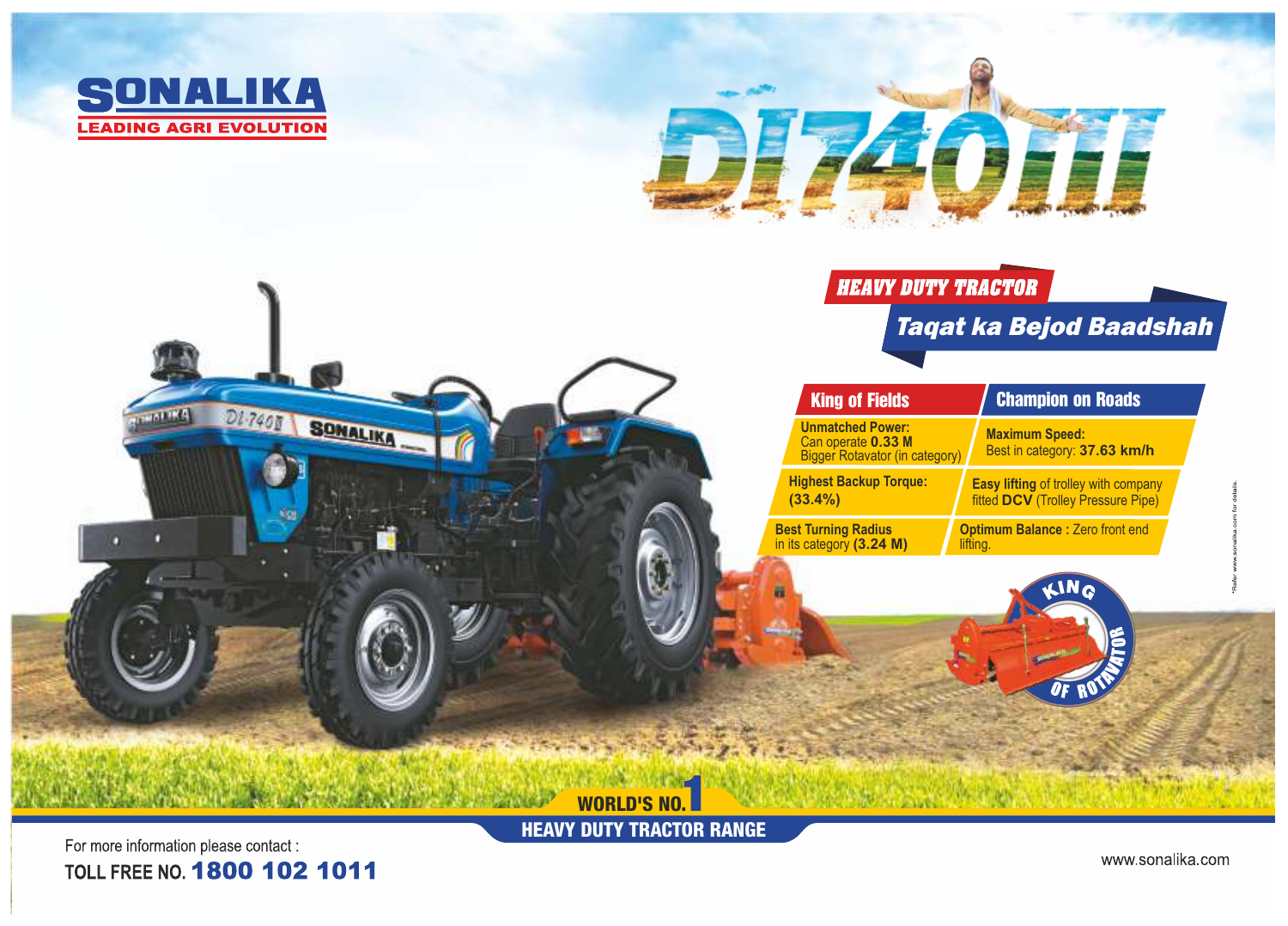# SONALIKA

LEADING AGRI EVOLUTION

# DI 740 III

## HEAVY DUTY TRACTOR

### Taqat ka Bejod Baadshah

| King of Fields | Champion on Roads |
|---|---|
| **Unmatched Power:** Can operate **0.33 M** Bigger Rotavator (in category) | **Maximum Speed:** Best in category: **37.63 km/h** |
| **Highest Backup Torque:** **(33.4%)** | **Easy lifting** of trolley with company fitted **DCV** (Trolley Pressure Pipe) |
| **Best Turning Radius** in its category **(3.24 M)** | **Optimum Balance** : Zero front end lifting. |

KING OF ROTAVATOR

*Refer www.sonalika.com for details.

WORLD'S NO.1 HEAVY DUTY TRACTOR RANGE

For more information please contact :

**TOLL FREE NO. 1800 102 1011**

www.sonalika.com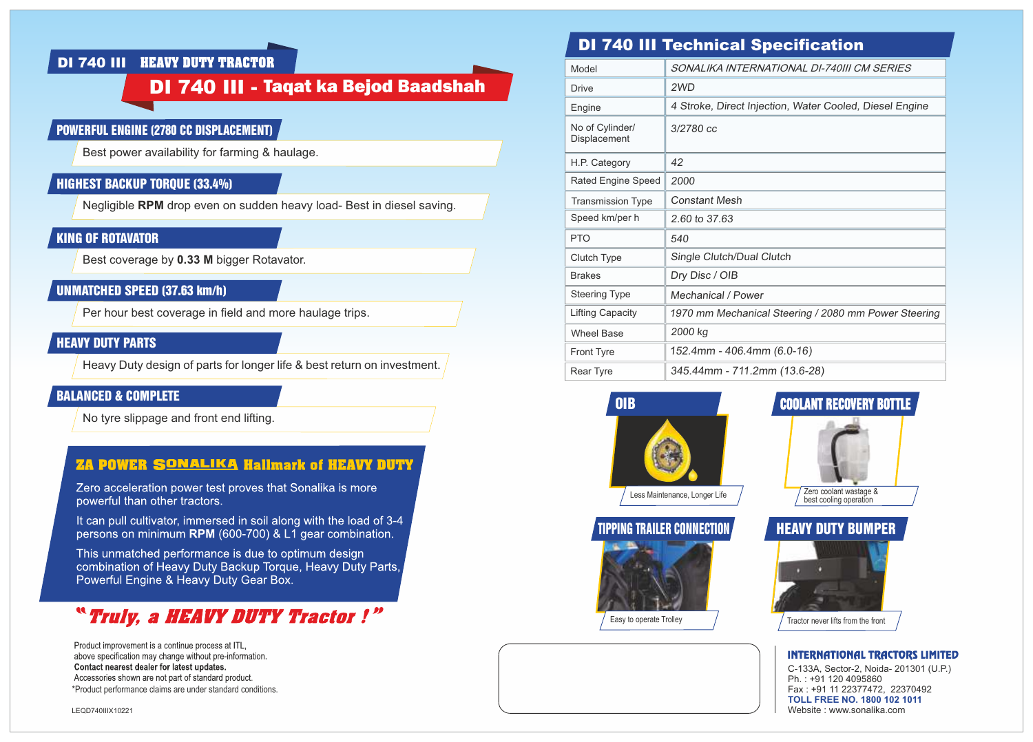# DI 740 III HEAVY DUTY TRACTOR

## DI 740 III - Taqat ka Bejod Baadshah

### POWERFUL ENGINE (2780 CC DISPLACEMENT)

Best power availability for farming & haulage.

### HIGHEST BACKUP TORQUE (33.4%)

Negligible **RPM** drop even on sudden heavy load- Best in diesel saving.

### KING OF ROTAVATOR

Best coverage by **0.33 M** bigger Rotavator.

### UNMATCHED SPEED (37.63 km/h)

Per hour best coverage in field and more haulage trips.

### HEAVY DUTY PARTS

Heavy Duty design of parts for longer life & best return on investment.

### BALANCED & COMPLETE

No tyre slippage and front end lifting.

### ZA POWER SONALIKA Hallmark of HEAVY DUTY

Zero acceleration power test proves that Sonalika is more powerful than other tractors.

It can pull cultivator, immersed in soil along with the load of 3-4 persons on minimum **RPM** (600-700) & L1 gear combination.

This unmatched performance is due to optimum design combination of Heavy Duty Backup Torque, Heavy Duty Parts, Powerful Engine & Heavy Duty Gear Box.

***"Truly, a HEAVY DUTY Tractor !"***

Product improvement is a continue process at ITL,
above specification may change without pre-information.
**Contact nearest dealer for latest updates.**
Accessories shown are not part of standard product.
*Product performance claims are under standard conditions.

LEQD740IIIX10221

## DI 740 III Technical Specification

| | |
|---|---|
| Model | *SONALIKA INTERNATIONAL DI-740III CM SERIES* |
| Drive | *2WD* |
| Engine | *4 Stroke, Direct Injection, Water Cooled, Diesel Engine* |
| No of Cylinder/ Displacement | *3/2780 cc* |
| H.P. Category | *42* |
| Rated Engine Speed | *2000* |
| Transmission Type | *Constant Mesh* |
| Speed km/per h | *2.60 to 37.63* |
| PTO | *540* |
| Clutch Type | *Single Clutch/Dual Clutch* |
| Brakes | *Dry Disc / OIB* |
| Steering Type | *Mechanical / Power* |
| Lifting Capacity | *1970 mm Mechanical Steering / 2080 mm Power Steering* |
| Wheel Base | *2000 kg* |
| Front Tyre | *152.4mm - 406.4mm (6.0-16)* |
| Rear Tyre | *345.44mm - 711.2mm (13.6-28)* |

### OIB

Less Maintenance, Longer Life

### COOLANT RECOVERY BOTTLE

Zero coolant wastage & best cooling operation

### TIPPING TRAILER CONNECTION

Easy to operate Trolley

### HEAVY DUTY BUMPER

Tractor never lifts from the front

**INTERNATIONAL TRACTORS LIMITED**
C-133A, Sector-2, Noida- 201301 (U.P.)
Ph. : +91 120 4095860
Fax : +91 11 22377472, 22370492
**TOLL FREE NO. 1800 102 1011**
Website : www.sonalika.com